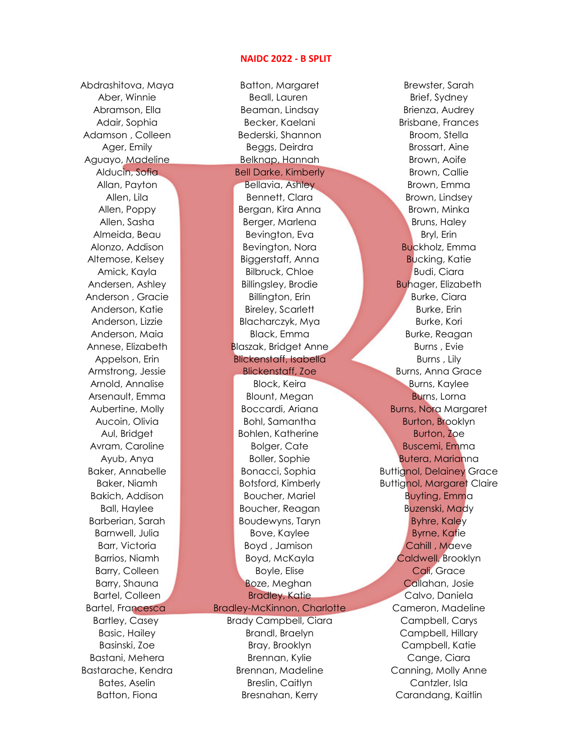# NAIDC 2022 - B SPLIT

Abdrashitova, Maya
Aber, Winnie
Abramson, Ella
Adair, Sophia
Adamson , Colleen
Ager, Emily
Aguayo, Madeline
Alducin, Sofia
Allan, Payton
Allen, Lila
Allen, Poppy
Allen, Sasha
Almeida, Beau
Alonzo, Addison
Altemose, Kelsey
Amick, Kayla
Andersen, Ashley
Anderson , Gracie
Anderson, Katie
Anderson, Lizzie
Anderson, Maia
Annese, Elizabeth
Appelson, Erin
Armstrong, Jessie
Arnold, Annalise
Arsenault, Emma
Aubertine, Molly
Aucoin, Olivia
Aul, Bridget
Avram, Caroline
Ayub, Anya
Baker, Annabelle
Baker, Niamh
Bakich, Addison
Ball, Haylee
Barberian, Sarah
Barnwell, Julia
Barr, Victoria
Barrios, Niamh
Barry, Colleen
Barry, Shauna
Bartel, Colleen
Bartel, Francesca
Bartley, Casey
Basic, Hailey
Basinski, Zoe
Bastani, Mehera
Bastarache, Kendra
Bates, Aselin
Batton, Fiona
Batton, Margaret
Beall, Lauren
Beaman, Lindsay
Becker, Kaelani
Bederski, Shannon
Beggs, Deirdra
Belknap, Hannah
Bell Darke, Kimberly
Bellavia, Ashley
Bennett, Clara
Bergan, Kira Anna
Berger, Marlena
Bevington, Eva
Bevington, Nora
Biggerstaff, Anna
Bilbruck, Chloe
Billingsley, Brodie
Billington, Erin
Bireley, Scarlett
Blacharczyk, Mya
Black, Emma
Blaszak, Bridget Anne
Blickenstaff, Isabella
Blickenstaff, Zoe
Block, Keira
Blount, Megan
Boccardi, Ariana
Bohl, Samantha
Bohlen, Katherine
Bolger, Cate
Boller, Sophie
Bonacci, Sophia
Botsford, Kimberly
Boucher, Mariel
Boucher, Reagan
Boudewyns, Taryn
Bove, Kaylee
Boyd , Jamison
Boyd, McKayla
Boyle, Elise
Boze, Meghan
Bradley, Katie
Bradley-McKinnon, Charlotte
Brady Campbell, Ciara
Brandl, Braelyn
Bray, Brooklyn
Brennan, Kylie
Brennan, Madeline
Breslin, Caitlyn
Bresnahan, Kerry
Brewster, Sarah
Brief, Sydney
Brienza, Audrey
Brisbane, Frances
Broom, Stella
Brossart, Aine
Brown, Aoife
Brown, Callie
Brown, Emma
Brown, Lindsey
Brown, Minka
Bruns, Haley
Bryl, Erin
Buckholz, Emma
Bucking, Katie
Budi, Ciara
Buhager, Elizabeth
Burke, Ciara
Burke, Erin
Burke, Kori
Burke, Reagan
Burns , Evie
Burns , Lily
Burns, Anna Grace
Burns, Kaylee
Burns, Lorna
Burns, Nora Margaret
Burton, Brooklyn
Burton, Zoe
Buscemi, Emma
Butera, Marianna
Buttignol, Delainey Grace
Buttignol, Margaret Claire
Buyting, Emma
Buzenski, Mady
Byhre, Kaley
Byrne, Katie
Cahill , Maeve
Caldwell, Brooklyn
Cali, Grace
Callahan, Josie
Calvo, Daniela
Cameron, Madeline
Campbell, Carys
Campbell, Hillary
Campbell, Katie
Cange, Ciara
Canning, Molly Anne
Cantzler, Isla
Carandang, Kaitlin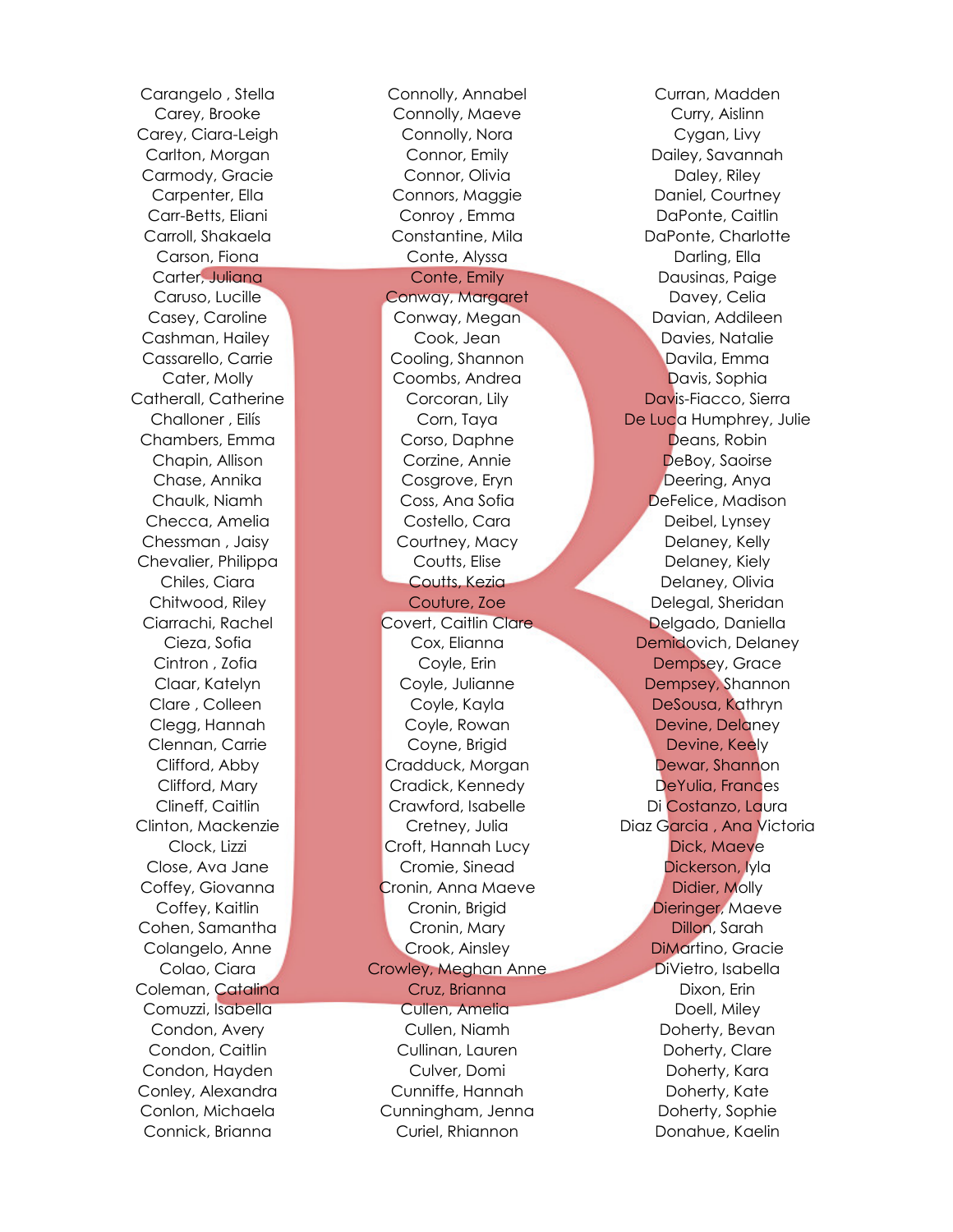Carangelo , Stella
Carey, Brooke
Carey, Ciara-Leigh
Carlton, Morgan
Carmody, Gracie
Carpenter, Ella
Carr-Betts, Eliani
Carroll, Shakaela
Carson, Fiona
Carter, Juliana
Caruso, Lucille
Casey, Caroline
Cashman, Hailey
Cassarello, Carrie
Cater, Molly
Catherall, Catherine
Challoner , Eilís
Chambers, Emma
Chapin, Allison
Chase, Annika
Chaulk, Niamh
Checca, Amelia
Chessman , Jaisy
Chevalier, Philippa
Chiles, Ciara
Chitwood, Riley
Ciarrachi, Rachel
Cieza, Sofia
Cintron , Zofia
Claar, Katelyn
Clare , Colleen
Clegg, Hannah
Clennan, Carrie
Clifford, Abby
Clifford, Mary
Clineff, Caitlin
Clinton, Mackenzie
Clock, Lizzi
Close, Ava Jane
Coffey, Giovanna
Coffey, Kaitlin
Cohen, Samantha
Colangelo, Anne
Colao, Ciara
Coleman, Catalina
Comuzzi, Isabella
Condon, Avery
Condon, Caitlin
Condon, Hayden
Conley, Alexandra
Conlon, Michaela
Connick, Brianna
Connolly, Annabel
Connolly, Maeve
Connolly, Nora
Connor, Emily
Connor, Olivia
Connors, Maggie
Conroy , Emma
Constantine, Mila
Conte, Alyssa
Conte, Emily
Conway, Margaret
Conway, Megan
Cook, Jean
Cooling, Shannon
Coombs, Andrea
Corcoran, Lily
Corn, Taya
Corso, Daphne
Corzine, Annie
Cosgrove, Eryn
Coss, Ana Sofia
Costello, Cara
Courtney, Macy
Coutts, Elise
Coutts, Kezia
Couture, Zoe
Covert, Caitlin Clare
Cox, Elianna
Coyle, Erin
Coyle, Julianne
Coyle, Kayla
Coyle, Rowan
Coyne, Brigid
Cradduck, Morgan
Cradick, Kennedy
Crawford, Isabelle
Cretney, Julia
Croft, Hannah Lucy
Cromie, Sinead
Cronin, Anna Maeve
Cronin, Brigid
Cronin, Mary
Crook, Ainsley
Crowley, Meghan Anne
Cruz, Brianna
Cullen, Amelia
Cullen, Niamh
Cullinan, Lauren
Culver, Domi
Cunniffe, Hannah
Cunningham, Jenna
Curiel, Rhiannon
Curran, Madden
Curry, Aislinn
Cygan, Livy
Dailey, Savannah
Daley, Riley
Daniel, Courtney
DaPonte, Caitlin
DaPonte, Charlotte
Darling, Ella
Dausinas, Paige
Davey, Celia
Davian, Addileen
Davies, Natalie
Davila, Emma
Davis, Sophia
Davis-Fiacco, Sierra
De Luca Humphrey, Julie
Deans, Robin
DeBoy, Saoirse
Deering, Anya
DeFelice, Madison
Deibel, Lynsey
Delaney, Kelly
Delaney, Kiely
Delaney, Olivia
Delegal, Sheridan
Delgado, Daniella
Demidovich, Delaney
Dempsey, Grace
Dempsey, Shannon
DeSousa, Kathryn
Devine, Delaney
Devine, Keely
Dewar, Shannon
DeYulia, Frances
Di Costanzo, Laura
Diaz Garcia , Ana Victoria
Dick, Maeve
Dickerson, Iyla
Didier, Molly
Dieringer, Maeve
Dillon, Sarah
DiMartino, Gracie
DiVietro, Isabella
Dixon, Erin
Doell, Miley
Doherty, Bevan
Doherty, Clare
Doherty, Kara
Doherty, Kate
Doherty, Sophie
Donahue, Kaelin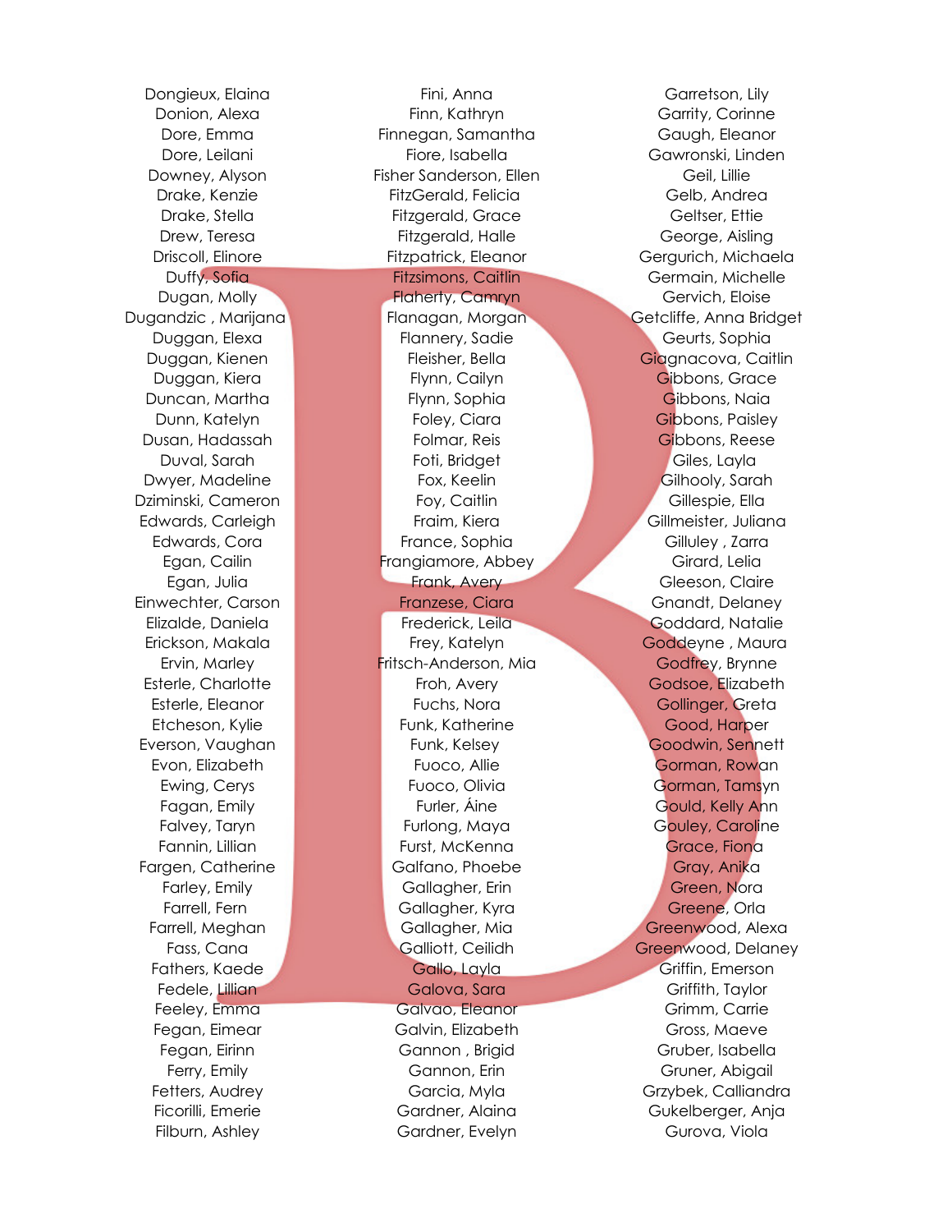Dongieux, Elaina
Donion, Alexa
Dore, Emma
Dore, Leilani
Downey, Alyson
Drake, Kenzie
Drake, Stella
Drew, Teresa
Driscoll, Elinore
Duffy, Sofia
Dugan, Molly
Dugandzic , Marijana
Duggan, Elexa
Duggan, Kienen
Duggan, Kiera
Duncan, Martha
Dunn, Katelyn
Dusan, Hadassah
Duval, Sarah
Dwyer, Madeline
Dziminski, Cameron
Edwards, Carleigh
Edwards, Cora
Egan, Cailin
Egan, Julia
Einwechter, Carson
Elizalde, Daniela
Erickson, Makala
Ervin, Marley
Esterle, Charlotte
Esterle, Eleanor
Etcheson, Kylie
Everson, Vaughan
Evon, Elizabeth
Ewing, Cerys
Fagan, Emily
Falvey, Taryn
Fannin, Lillian
Fargen, Catherine
Farley, Emily
Farrell, Fern
Farrell, Meghan
Fass, Cana
Fathers, Kaede
Fedele, Lillian
Feeley, Emma
Fegan, Eimear
Fegan, Eirinn
Ferry, Emily
Fetters, Audrey
Ficorilli, Emerie
Filburn, Ashley

Fini, Anna
Finn, Kathryn
Finnegan, Samantha
Fiore, Isabella
Fisher Sanderson, Ellen
FitzGerald, Felicia
Fitzgerald, Grace
Fitzgerald, Halle
Fitzpatrick, Eleanor
Fitzsimons, Caitlin
Flaherty, Camryn
Flanagan, Morgan
Flannery, Sadie
Fleisher, Bella
Flynn, Cailyn
Flynn, Sophia
Foley, Ciara
Folmar, Reis
Foti, Bridget
Fox, Keelin
Foy, Caitlin
Fraim, Kiera
France, Sophia
Frangiamore, Abbey
Frank, Avery
Franzese, Ciara
Frederick, Leila
Frey, Katelyn
Fritsch-Anderson, Mia
Froh, Avery
Fuchs, Nora
Funk, Katherine
Funk, Kelsey
Fuoco, Allie
Fuoco, Olivia
Furler, Áine
Furlong, Maya
Furst, McKenna
Galfano, Phoebe
Gallagher, Erin
Gallagher, Kyra
Gallagher, Mia
Galliott, Ceilidh
Gallo, Layla
Galova, Sara
Galvao, Eleanor
Galvin, Elizabeth
Gannon , Brigid
Gannon, Erin
Garcia, Myla
Gardner, Alaina
Gardner, Evelyn

Garretson, Lily
Garrity, Corinne
Gaugh, Eleanor
Gawronski, Linden
Geil, Lillie
Gelb, Andrea
Geltser, Ettie
George, Aisling
Gergurich, Michaela
Germain, Michelle
Gervich, Eloise
Getcliffe, Anna Bridget
Geurts, Sophia
Giagnacova, Caitlin
Gibbons, Grace
Gibbons, Naia
Gibbons, Paisley
Gibbons, Reese
Giles, Layla
Gilhooly, Sarah
Gillespie, Ella
Gillmeister, Juliana
Gilluley , Zarra
Girard, Lelia
Gleeson, Claire
Gnandt, Delaney
Goddard, Natalie
Goddeyne , Maura
Godfrey, Brynne
Godsoe, Elizabeth
Gollinger, Greta
Good, Harper
Goodwin, Sennett
Gorman, Rowan
Gorman, Tamsyn
Gould, Kelly Ann
Gouley, Caroline
Grace, Fiona
Gray, Anika
Green, Nora
Greene, Orla
Greenwood, Alexa
Greenwood, Delaney
Griffin, Emerson
Griffith, Taylor
Grimm, Carrie
Gross, Maeve
Gruber, Isabella
Gruner, Abigail
Grzybek, Calliandra
Gukelberger, Anja
Gurova, Viola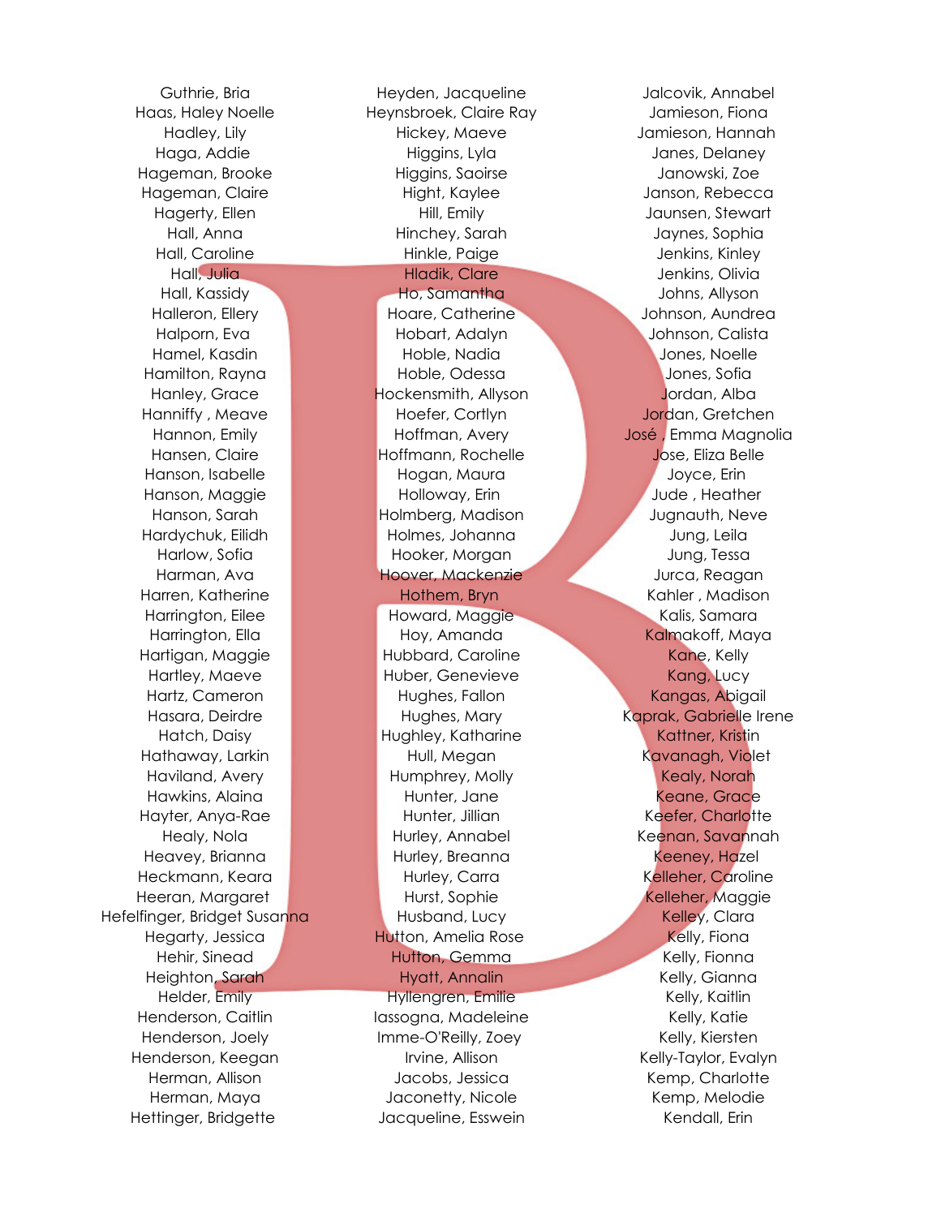Guthrie, Bria
Haas, Haley Noelle
Hadley, Lily
Haga, Addie
Hageman, Brooke
Hageman, Claire
Hagerty, Ellen
Hall, Anna
Hall, Caroline
Hall, Julia
Hall, Kassidy
Halleron, Ellery
Halporn, Eva
Hamel, Kasdin
Hamilton, Rayna
Hanley, Grace
Hanniffy , Meave
Hannon, Emily
Hansen, Claire
Hanson, Isabelle
Hanson, Maggie
Hanson, Sarah
Hardychuk, Eilidh
Harlow, Sofia
Harman, Ava
Harren, Katherine
Harrington, Eilee
Harrington, Ella
Hartigan, Maggie
Hartley, Maeve
Hartz, Cameron
Hasara, Deirdre
Hatch, Daisy
Hathaway, Larkin
Haviland, Avery
Hawkins, Alaina
Hayter, Anya-Rae
Healy, Nola
Heavey, Brianna
Heckmann, Keara
Heeran, Margaret
Hefelfinger, Bridget Susanna
Hegarty, Jessica
Hehir, Sinead
Heighton, Sarah
Helder, Emily
Henderson, Caitlin
Henderson, Joely
Henderson, Keegan
Herman, Allison
Herman, Maya
Hettinger, Bridgette
Heyden, Jacqueline
Heynsbroek, Claire Ray
Hickey, Maeve
Higgins, Lyla
Higgins, Saoirse
Hight, Kaylee
Hill, Emily
Hinchey, Sarah
Hinkle, Paige
Hladik, Clare
Ho, Samantha
Hoare, Catherine
Hobart, Adalyn
Hoble, Nadia
Hoble, Odessa
Hockensmith, Allyson
Hoefer, Cortlyn
Hoffman, Avery
Hoffmann, Rochelle
Hogan, Maura
Holloway, Erin
Holmberg, Madison
Holmes, Johanna
Hooker, Morgan
Hoover, Mackenzie
Hothem, Bryn
Howard, Maggie
Hoy, Amanda
Hubbard, Caroline
Huber, Genevieve
Hughes, Fallon
Hughes, Mary
Hughley, Katharine
Hull, Megan
Humphrey, Molly
Hunter, Jane
Hunter, Jillian
Hurley, Annabel
Hurley, Breanna
Hurley, Carra
Hurst, Sophie
Husband, Lucy
Hutton, Amelia Rose
Hutton, Gemma
Hyatt, Annalin
Hyllengren, Emilie
Iassogna, Madeleine
Imme-O'Reilly, Zoey
Irvine, Allison
Jacobs, Jessica
Jaconetty, Nicole
Jacqueline, Esswein
Jalcovik, Annabel
Jamieson, Fiona
Jamieson, Hannah
Janes, Delaney
Janowski, Zoe
Janson, Rebecca
Jaunsen, Stewart
Jaynes, Sophia
Jenkins, Kinley
Jenkins, Olivia
Johns, Allyson
Johnson, Aundrea
Johnson, Calista
Jones, Noelle
Jones, Sofia
Jordan, Alba
Jordan, Gretchen
José , Emma Magnolia
Jose, Eliza Belle
Joyce, Erin
Jude , Heather
Jugnauth, Neve
Jung, Leila
Jung, Tessa
Jurca, Reagan
Kahler , Madison
Kalis, Samara
Kalmakoff, Maya
Kane, Kelly
Kang, Lucy
Kangas, Abigail
Kaprak, Gabrielle Irene
Kattner, Kristin
Kavanagh, Violet
Kealy, Norah
Keane, Grace
Keefer, Charlotte
Keenan, Savannah
Keeney, Hazel
Kelleher, Caroline
Kelleher, Maggie
Kelley, Clara
Kelly, Fiona
Kelly, Fionna
Kelly, Gianna
Kelly, Kaitlin
Kelly, Katie
Kelly, Kiersten
Kelly-Taylor, Evalyn
Kemp, Charlotte
Kemp, Melodie
Kendall, Erin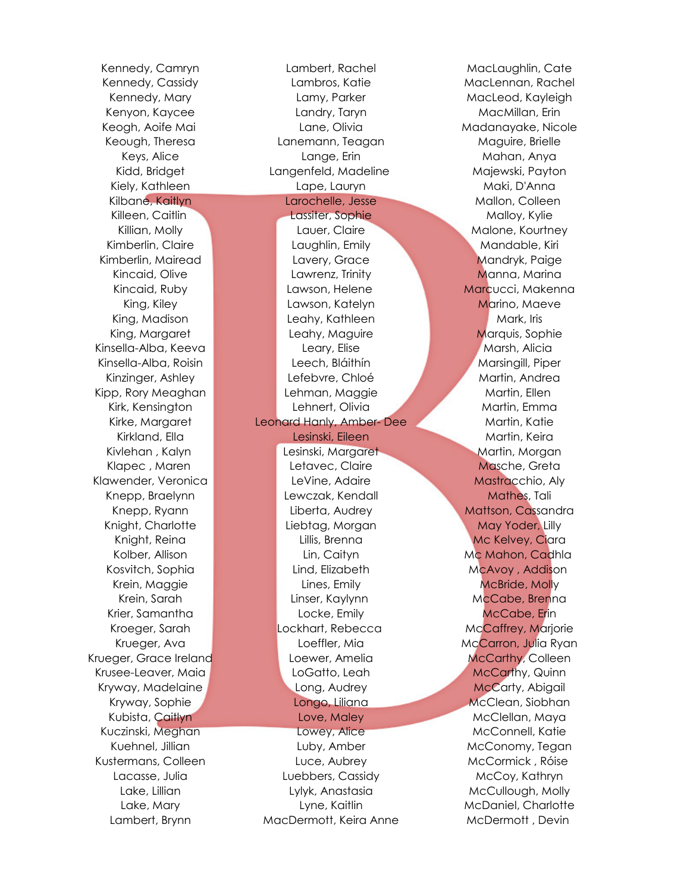Kennedy, Camryn
Kennedy, Cassidy
Kennedy, Mary
Kenyon, Kaycee
Keogh, Aoife Mai
Keough, Theresa
Keys, Alice
Kidd, Bridget
Kiely, Kathleen
Kilbane, Kaitlyn
Killeen, Caitlin
Killian, Molly
Kimberlin, Claire
Kimberlin, Mairead
Kincaid, Olive
Kincaid, Ruby
King, Kiley
King, Madison
King, Margaret
Kinsella-Alba, Keeva
Kinsella-Alba, Roisin
Kinzinger, Ashley
Kipp, Rory Meaghan
Kirk, Kensington
Kirke, Margaret
Kirkland, Ella
Kivlehan , Kalyn
Klapec , Maren
Klawender, Veronica
Knepp, Braelynn
Knepp, Ryann
Knight, Charlotte
Knight, Reina
Kolber, Allison
Kosvitch, Sophia
Krein, Maggie
Krein, Sarah
Krier, Samantha
Kroeger, Sarah
Krueger, Ava
Krueger, Grace Ireland
Krusee-Leaver, Maia
Kryway, Madelaine
Kryway, Sophie
Kubista, Caitlyn
Kuczinski, Meghan
Kuehnel, Jillian
Kustermans, Colleen
Lacasse, Julia
Lake, Lillian
Lake, Mary
Lambert, Brynn

Lambert, Rachel
Lambros, Katie
Lamy, Parker
Landry, Taryn
Lane, Olivia
Lanemann, Teagan
Lange, Erin
Langenfeld, Madeline
Lape, Lauryn
Larochelle, Jesse
Lassiter, Sophie
Lauer, Claire
Laughlin, Emily
Lavery, Grace
Lawrenz, Trinity
Lawson, Helene
Lawson, Katelyn
Leahy, Kathleen
Leahy, Maguire
Leary, Elise
Leech, Bláithín
Lefebvre, Chloé
Lehman, Maggie
Lehnert, Olivia
Leonard Hanly, Amber- Dee
Lesinski, Eileen
Lesinski, Margaret
Letavec, Claire
LeVine, Adaire
Lewczak, Kendall
Liberta, Audrey
Liebtag, Morgan
Lillis, Brenna
Lin, Caityn
Lind, Elizabeth
Lines, Emily
Linser, Kaylynn
Locke, Emily
Lockhart, Rebecca
Loeffler, Mia
Loewer, Amelia
LoGatto, Leah
Long, Audrey
Longo, Liliana
Love, Maley
Lowey, Alice
Luby, Amber
Luce, Aubrey
Luebbers, Cassidy
Lylyk, Anastasia
Lyne, Kaitlin
MacDermott, Keira Anne

MacLaughlin, Cate
MacLennan, Rachel
MacLeod, Kayleigh
MacMillan, Erin
Madanayake, Nicole
Maguire, Brielle
Mahan, Anya
Majewski, Payton
Maki, D'Anna
Mallon, Colleen
Malloy, Kylie
Malone, Kourtney
Mandable, Kiri
Mandryk, Paige
Manna, Marina
Marcucci, Makenna
Marino, Maeve
Mark, Iris
Marquis, Sophie
Marsh, Alicia
Marsingill, Piper
Martin, Andrea
Martin, Ellen
Martin, Emma
Martin, Katie
Martin, Keira
Martin, Morgan
Masche, Greta
Mastracchio, Aly
Mathes, Tali
Mattson, Cassandra
May Yoder, Lilly
Mc Kelvey, Ciara
Mc Mahon, Cadhla
McAvoy , Addison
McBride, Molly
McCabe, Brenna
McCabe, Erin
McCaffrey, Marjorie
McCarron, Julia Ryan
McCarthy, Colleen
McCarthy, Quinn
McCarty, Abigail
McClean, Siobhan
McClellan, Maya
McConnell, Katie
McConomy, Tegan
McCormick , Róise
McCoy, Kathryn
McCullough, Molly
McDaniel, Charlotte
McDermott , Devin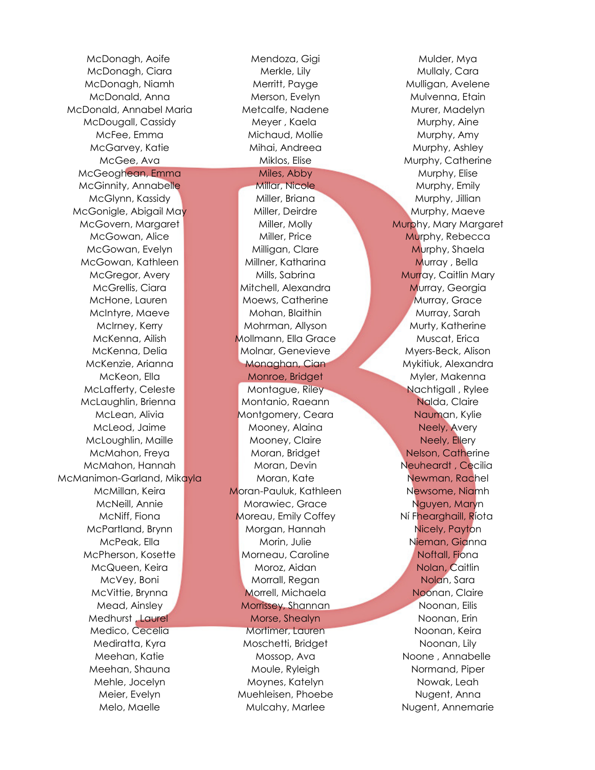McDonagh, Aoife
McDonagh, Ciara
McDonagh, Niamh
McDonald, Anna
McDonald, Annabel Maria
McDougall, Cassidy
McFee, Emma
McGarvey, Katie
McGee, Ava
McGeoghean, Emma
McGinnity, Annabelle
McGlynn, Kassidy
McGonigle, Abigail May
McGovern, Margaret
McGowan, Alice
McGowan, Evelyn
McGowan, Kathleen
McGregor, Avery
McGrellis, Ciara
McHone, Lauren
McIntyre, Maeve
McIrney, Kerry
McKenna, Ailish
McKenna, Delia
McKenzie, Arianna
McKeon, Ella
McLafferty, Celeste
McLaughlin, Brienna
McLean, Alivia
McLeod, Jaime
McLoughlin, Maille
McMahon, Freya
McMahon, Hannah
McManimon-Garland, Mikayla
McMillan, Keira
McNeill, Annie
McNiff, Fiona
McPartland, Brynn
McPeak, Ella
McPherson, Kosette
McQueen, Keira
McVey, Boni
McVittie, Brynna
Mead, Ainsley
Medhurst , Laurel
Medico, Cecelia
Mediratta, Kyra
Meehan, Katie
Meehan, Shauna
Mehle, Jocelyn
Meier, Evelyn
Melo, Maelle

Mendoza, Gigi
Merkle, Lily
Merritt, Payge
Merson, Evelyn
Metcalfe, Nadene
Meyer , Kaela
Michaud, Mollie
Mihai, Andreea
Miklos, Elise
Miles, Abby
Millar, Nicole
Miller, Briana
Miller, Deirdre
Miller, Molly
Miller, Price
Milligan, Clare
Millner, Katharina
Mills, Sabrina
Mitchell, Alexandra
Moews, Catherine
Mohan, Blaithin
Mohrman, Allyson
Mollmann, Ella Grace
Molnar, Genevieve
Monaghan, Cian
Monroe, Bridget
Montague, Riley
Montanio, Raeann
Montgomery, Ceara
Mooney, Alaina
Mooney, Claire
Moran, Bridget
Moran, Devin
Moran, Kate
Moran-Pauluk, Kathleen
Morawiec, Grace
Moreau, Emily Coffey
Morgan, Hannah
Morin, Julie
Morneau, Caroline
Moroz, Aidan
Morrall, Regan
Morrell, Michaela
Morrissey, Shannan
Morse, Shealyn
Mortimer, Lauren
Moschetti, Bridget
Mossop, Ava
Moule, Ryleigh
Moynes, Katelyn
Muehleisen, Phoebe
Mulcahy, Marlee

Mulder, Mya
Mullaly, Cara
Mulligan, Avelene
Mulvenna, Etain
Murer, Madelyn
Murphy, Aine
Murphy, Amy
Murphy, Ashley
Murphy, Catherine
Murphy, Elise
Murphy, Emily
Murphy, Jillian
Murphy, Maeve
Murphy, Mary Margaret
Murphy, Rebecca
Murphy, Shaela
Murray , Bella
Murray, Caitlin Mary
Murray, Georgia
Murray, Grace
Murray, Sarah
Murty, Katherine
Muscat, Erica
Myers-Beck, Alison
Mykitiuk, Alexandra
Myler, Makenna
Nachtigall , Rylee
Nalda, Claire
Nauman, Kylie
Neely, Avery
Neely, Ellery
Nelson, Catherine
Neuheardt , Cecilia
Newman, Rachel
Newsome, Niamh
Nguyen, Maryn
Ní Fheargaill, Ríota
Nicely, Payton
Nieman, Gianna
Noftall, Fiona
Nolan, Caitlin
Nolan, Sara
Noonan, Claire
Noonan, Eilis
Noonan, Erin
Noonan, Keira
Noonan, Lily
Noone , Annabelle
Normand, Piper
Nowak, Leah
Nugent, Anna
Nugent, Annemarie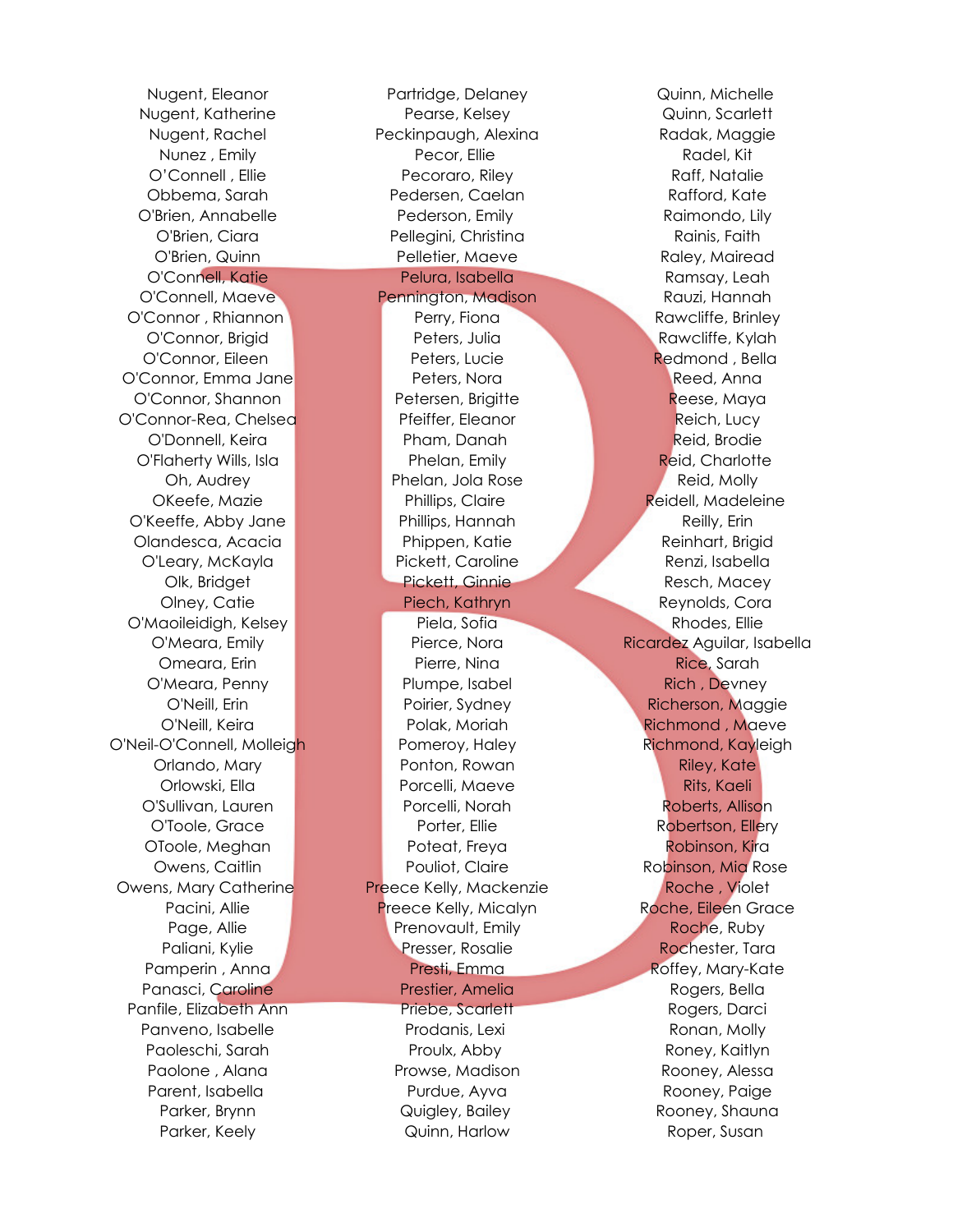Nugent, Eleanor
Nugent, Katherine
Nugent, Rachel
Nunez , Emily
O'Connell , Ellie
Obbema, Sarah
O'Brien, Annabelle
O'Brien, Ciara
O'Brien, Quinn
O'Connell, Katie
O'Connell, Maeve
O'Connor , Rhiannon
O'Connor, Brigid
O'Connor, Eileen
O'Connor, Emma Jane
O'Connor, Shannon
O'Connor-Rea, Chelsea
O'Donnell, Keira
O'Flaherty Wills, Isla
Oh, Audrey
OKeefe, Mazie
O'Keeffe, Abby Jane
Olandesca, Acacia
O'Leary, McKayla
Olk, Bridget
Olney, Catie
O'Maoileidigh, Kelsey
O'Meara, Emily
Omeara, Erin
O'Meara, Penny
O'Neill, Erin
O'Neill, Keira
O'Neil-O'Connell, Molleigh
Orlando, Mary
Orlowski, Ella
O'Sullivan, Lauren
O'Toole, Grace
OToole, Meghan
Owens, Caitlin
Owens, Mary Catherine
Pacini, Allie
Page, Allie
Paliani, Kylie
Pamperin , Anna
Panasci, Caroline
Panfile, Elizabeth Ann
Panveno, Isabelle
Paoleschi, Sarah
Paolone , Alana
Parent, Isabella
Parker, Brynn
Parker, Keely
Partridge, Delaney
Pearse, Kelsey
Peckinpaugh, Alexina
Pecor, Ellie
Pecoraro, Riley
Pedersen, Caelan
Pederson, Emily
Pellegini, Christina
Pelletier, Maeve
Pelura, Isabella
Pennington, Madison
Perry, Fiona
Peters, Julia
Peters, Lucie
Peters, Nora
Petersen, Brigitte
Pfeiffer, Eleanor
Pham, Danah
Phelan, Emily
Phelan, Jola Rose
Phillips, Claire
Phillips, Hannah
Phippen, Katie
Pickett, Caroline
Pickett, Ginnie
Piech, Kathryn
Piela, Sofia
Pierce, Nora
Pierre, Nina
Plumpe, Isabel
Poirier, Sydney
Polak, Moriah
Pomeroy, Haley
Ponton, Rowan
Porcelli, Maeve
Porcelli, Norah
Porter, Ellie
Poteat, Freya
Pouliot, Claire
Preece Kelly, Mackenzie
Preece Kelly, Micalyn
Prenovault, Emily
Presser, Rosalie
Presti, Emma
Prestier, Amelia
Priebe, Scarlett
Prodanis, Lexi
Proulx, Abby
Prowse, Madison
Purdue, Ayva
Quigley, Bailey
Quinn, Harlow
Quinn, Michelle
Quinn, Scarlett
Radak, Maggie
Radel, Kit
Raff, Natalie
Rafford, Kate
Raimondo, Lily
Rainis, Faith
Raley, Mairead
Ramsay, Leah
Rauzi, Hannah
Rawcliffe, Brinley
Rawcliffe, Kylah
Redmond , Bella
Reed, Anna
Reese, Maya
Reich, Lucy
Reid, Brodie
Reid, Charlotte
Reid, Molly
Reidell, Madeleine
Reilly, Erin
Reinhart, Brigid
Renzi, Isabella
Resch, Macey
Reynolds, Cora
Rhodes, Ellie
Ricardez Aguilar, Isabella
Rice, Sarah
Rich , Devney
Richerson, Maggie
Richmond , Maeve
Richmond, Kayleigh
Riley, Kate
Rits, Kaeli
Roberts, Allison
Robertson, Ellery
Robinson, Kira
Robinson, Mia Rose
Roche , Violet
Roche, Eileen Grace
Roche, Ruby
Rochester, Tara
Roffey, Mary-Kate
Rogers, Bella
Rogers, Darci
Ronan, Molly
Roney, Kaitlyn
Rooney, Alessa
Rooney, Paige
Rooney, Shauna
Roper, Susan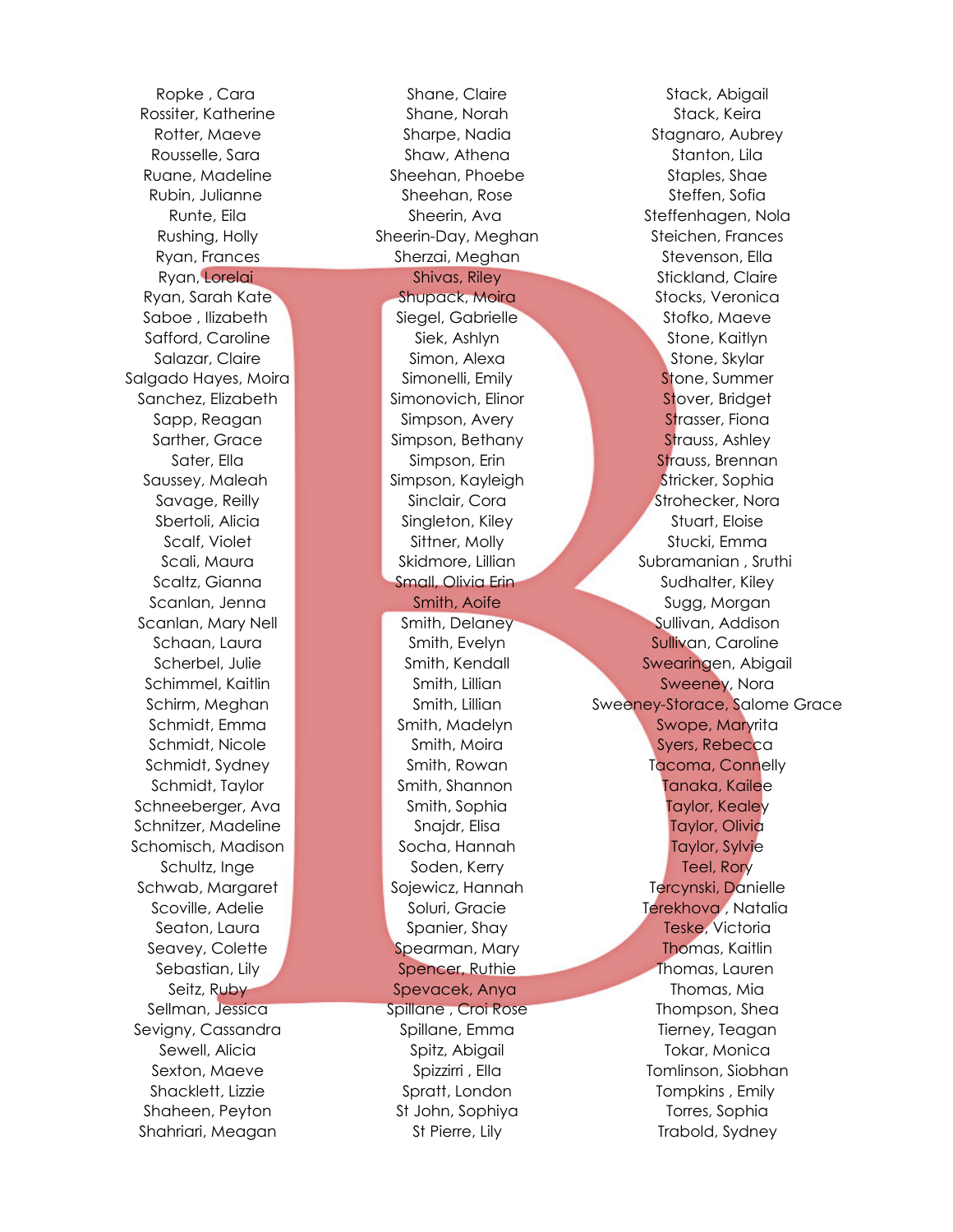Ropke , Cara
Rossiter, Katherine
Rotter, Maeve
Rousselle, Sara
Ruane, Madeline
Rubin, Julianne
Runte, Eila
Rushing, Holly
Ryan, Frances
Ryan, Lorelai
Ryan, Sarah Kate
Saboe , Ilizabeth
Safford, Caroline
Salazar, Claire
Salgado Hayes, Moira
Sanchez, Elizabeth
Sapp, Reagan
Sarther, Grace
Sater, Ella
Saussey, Maleah
Savage, Reilly
Sbertoli, Alicia
Scalf, Violet
Scali, Maura
Scaltz, Gianna
Scanlan, Jenna
Scanlan, Mary Nell
Schaan, Laura
Scherbel, Julie
Schimmel, Kaitlin
Schirm, Meghan
Schmidt, Emma
Schmidt, Nicole
Schmidt, Sydney
Schmidt, Taylor
Schneeberger, Ava
Schnitzer, Madeline
Schomisch, Madison
Schultz, Inge
Schwab, Margaret
Scoville, Adelie
Seaton, Laura
Seavey, Colette
Sebastian, Lily
Seitz, Ruby
Sellman, Jessica
Sevigny, Cassandra
Sewell, Alicia
Sexton, Maeve
Shacklett, Lizzie
Shaheen, Peyton
Shahriari, Meagan

Shane, Claire
Shane, Norah
Sharpe, Nadia
Shaw, Athena
Sheehan, Phoebe
Sheehan, Rose
Sheerin, Ava
Sheerin-Day, Meghan
Sherzai, Meghan
Shivas, Riley
Shupack, Moira
Siegel, Gabrielle
Siek, Ashlyn
Simon, Alexa
Simonelli, Emily
Simonovich, Elinor
Simpson, Avery
Simpson, Bethany
Simpson, Erin
Simpson, Kayleigh
Sinclair, Cora
Singleton, Kiley
Sittner, Molly
Skidmore, Lillian
Small, Olivia Erin
Smith, Aoife
Smith, Delaney
Smith, Evelyn
Smith, Kendall
Smith, Lillian
Smith, Lillian
Smith, Madelyn
Smith, Moira
Smith, Rowan
Smith, Shannon
Smith, Sophia
Snajdr, Elisa
Socha, Hannah
Soden, Kerry
Sojewicz, Hannah
Soluri, Gracie
Spanier, Shay
Spearman, Mary
Spencer, Ruthie
Spevacek, Anya
Spillane , Croi Rose
Spillane, Emma
Spitz, Abigail
Spizzirri , Ella
Spratt, London
St John, Sophiya
St Pierre, Lily

Stack, Abigail
Stack, Keira
Stagnaro, Aubrey
Stanton, Lila
Staples, Shae
Steffen, Sofia
Steffenhagen, Nola
Steichen, Frances
Stevenson, Ella
Stickland, Claire
Stocks, Veronica
Stofko, Maeve
Stone, Kaitlyn
Stone, Skylar
Stone, Summer
Stover, Bridget
Strasser, Fiona
Strauss, Ashley
Strauss, Brennan
Stricker, Sophia
Strohecker, Nora
Stuart, Eloise
Stucki, Emma
Subramanian , Sruthi
Sudhalter, Kiley
Sugg, Morgan
Sullivan, Addison
Sullivan, Caroline
Swearingen, Abigail
Sweeney, Nora
Sweeney-Storace, Salome Grace
Swope, Maryrita
Syers, Rebecca
Tacoma, Connelly
Tanaka, Kailee
Taylor, Kealey
Taylor, Olivia
Taylor, Sylvie
Teel, Rory
Tercynski, Danielle
Terekhova , Natalia
Teske, Victoria
Thomas, Kaitlin
Thomas, Lauren
Thomas, Mia
Thompson, Shea
Tierney, Teagan
Tokar, Monica
Tomlinson, Siobhan
Tompkins , Emily
Torres, Sophia
Trabold, Sydney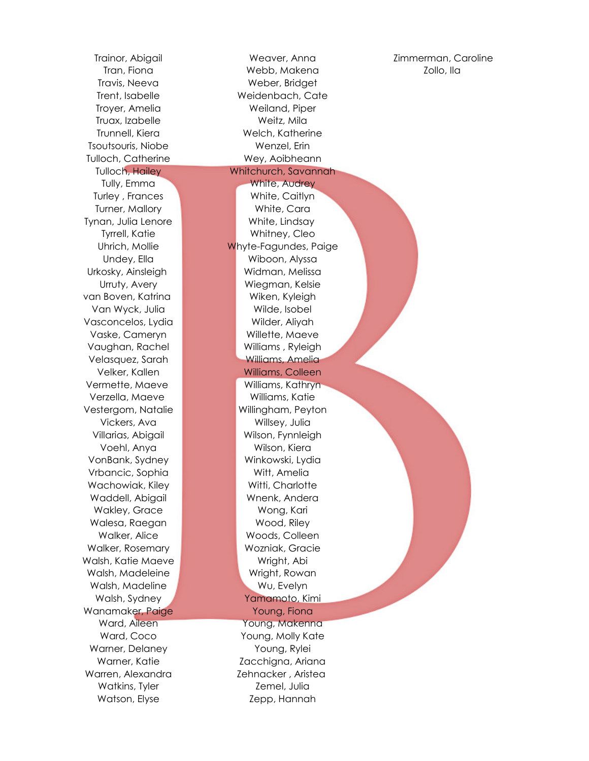Trainor, Abigail
Tran, Fiona
Travis, Neeva
Trent, Isabelle
Troyer, Amelia
Truax, Izabelle
Trunnell, Kiera
Tsoutsouris, Niobe
Tulloch, Catherine
Tulloch, Hailey
Tully, Emma
Turley , Frances
Turner, Mallory
Tynan, Julia Lenore
Tyrrell, Katie
Uhrich, Mollie
Undey, Ella
Urkosky, Ainsleigh
Urruty, Avery
van Boven, Katrina
Van Wyck, Julia
Vasconcelos, Lydia
Vaske, Cameryn
Vaughan, Rachel
Velasquez, Sarah
Velker, Kallen
Vermette, Maeve
Verzella, Maeve
Vestergom, Natalie
Vickers, Ava
Villarias, Abigail
Voehl, Anya
VonBank, Sydney
Vrbancic, Sophia
Wachowiak, Kiley
Waddell, Abigail
Wakley, Grace
Walesa, Raegan
Walker, Alice
Walker, Rosemary
Walsh, Katie Maeve
Walsh, Madeleine
Walsh, Madeline
Walsh, Sydney
Wanamaker, Paige
Ward, Aileen
Ward, Coco
Warner, Delaney
Warner, Katie
Warren, Alexandra
Watkins, Tyler
Watson, Elyse

Weaver, Anna
Webb, Makena
Weber, Bridget
Weidenbach, Cate
Weiland, Piper
Weitz, Mila
Welch, Katherine
Wenzel, Erin
Wey, Aoibheann
Whitchurch, Savannah
White, Audrey
White, Caitlyn
White, Cara
White, Lindsay
Whitney, Cleo
Whyte-Fagundes, Paige
Wiboon, Alyssa
Widman, Melissa
Wiegman, Kelsie
Wiken, Kyleigh
Wilde, Isobel
Wilder, Aliyah
Willette, Maeve
Williams , Ryleigh
Williams, Amelia
Williams, Colleen
Williams, Kathryn
Williams, Katie
Willingham, Peyton
Willsey, Julia
Wilson, Fynnleigh
Wilson, Kiera
Winkowski, Lydia
Witt, Amelia
Witti, Charlotte
Wnenk, Andera
Wong, Kari
Wood, Riley
Woods, Colleen
Wozniak, Gracie
Wright, Abi
Wright, Rowan
Wu, Evelyn
Yamamoto, Kimi
Young, Fiona
Young, Makenna
Young, Molly Kate
Young, Rylei
Zacchigna, Ariana
Zehnacker , Aristea
Zemel, Julia
Zepp, Hannah

Zimmerman, Caroline
Zollo, Ila